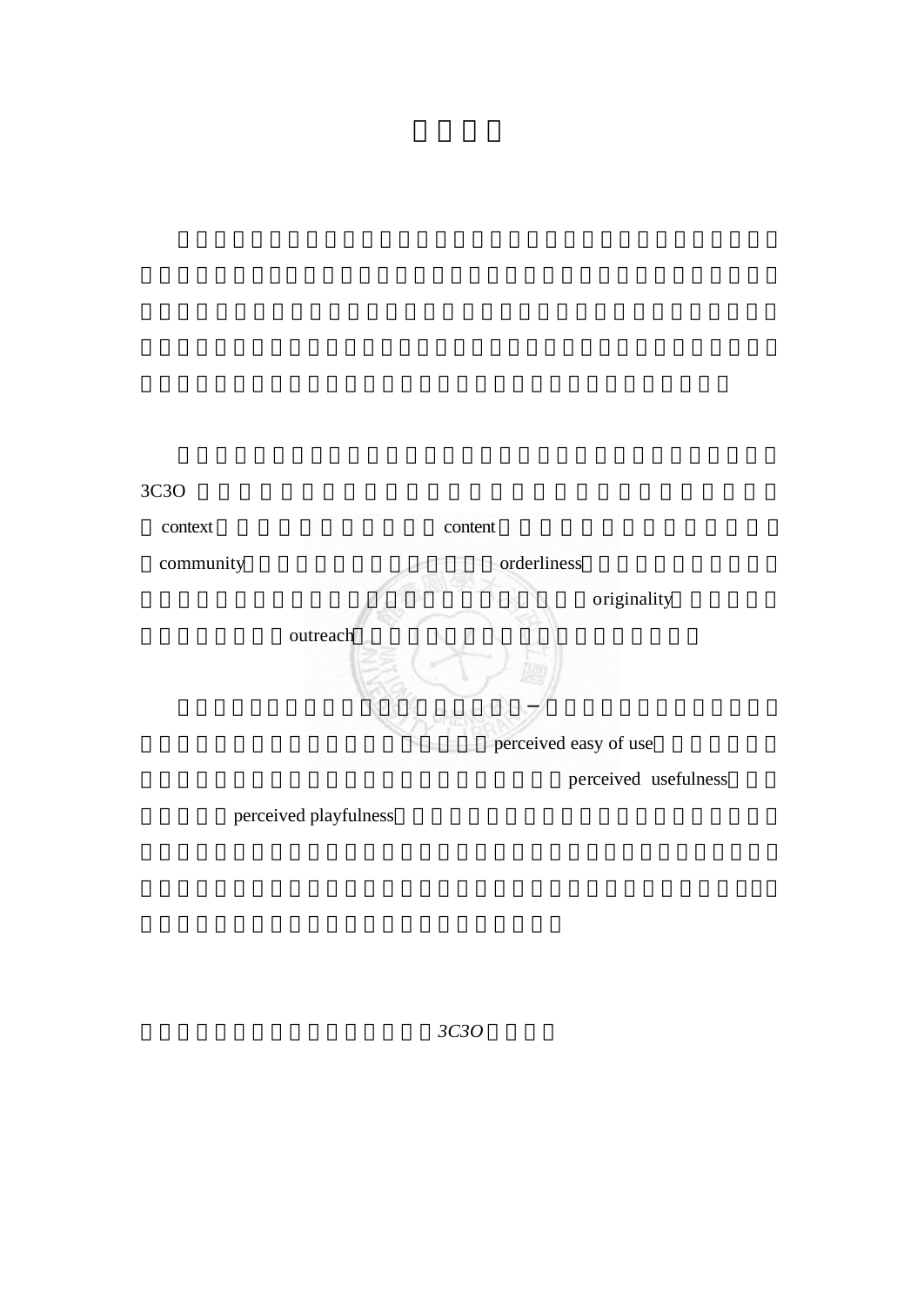3C3O

context content

community orderliness

originality

outreach

−

perceived easy of use

perceived usefulness

perceived playfulness

*3C3O*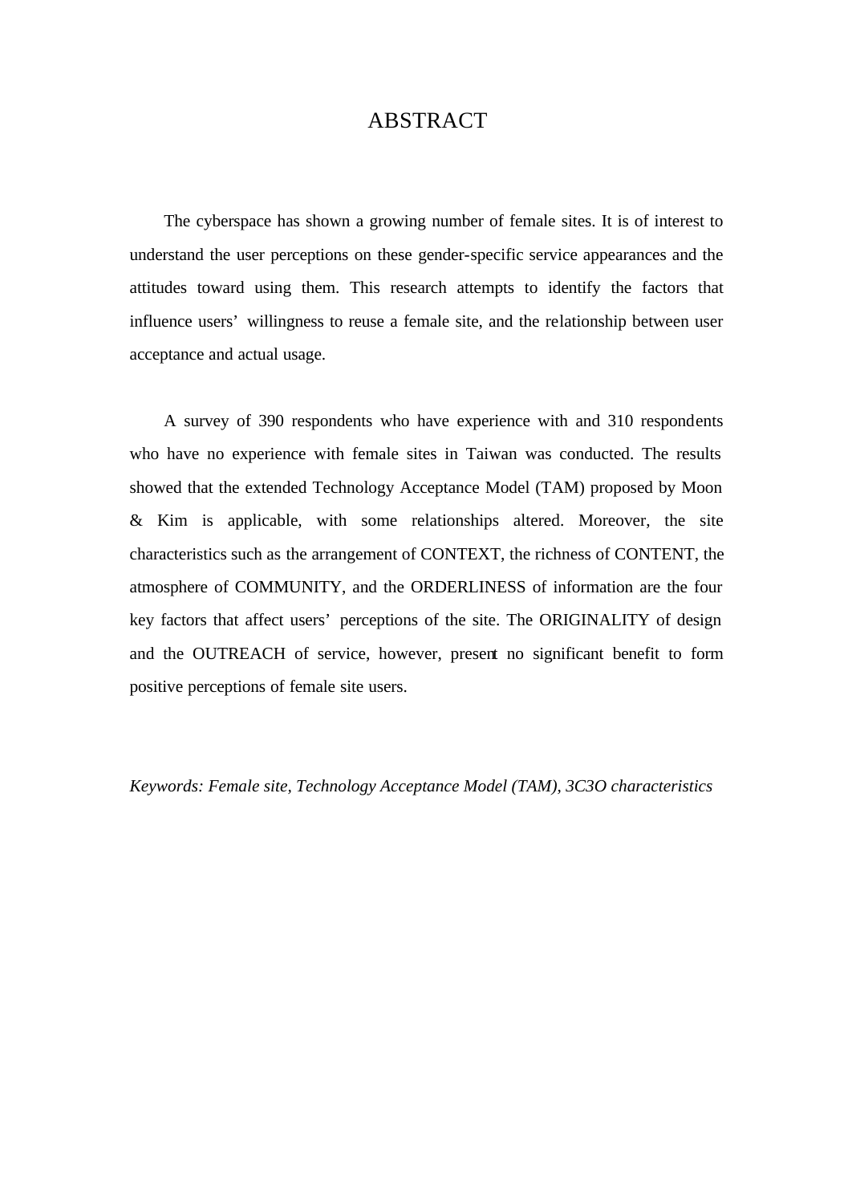# ABSTRACT

The cyberspace has shown a growing number of female sites. It is of interest to understand the user perceptions on these gender-specific service appearances and the attitudes toward using them. This research attempts to identify the factors that influence users' willingness to reuse a female site, and the relationship between user acceptance and actual usage.

A survey of 390 respondents who have experience with and 310 respondents who have no experience with female sites in Taiwan was conducted. The results showed that the extended Technology Acceptance Model (TAM) proposed by Moon & Kim is applicable, with some relationships altered. Moreover, the site characteristics such as the arrangement of CONTEXT, the richness of CONTENT, the atmosphere of COMMUNITY, and the ORDERLINESS of information are the four key factors that affect users' perceptions of the site. The ORIGINALITY of design and the OUTREACH of service, however, present no significant benefit to form positive perceptions of female site users.

*Keywords: Female site, Technology Acceptance Model (TAM), 3C3O characteristics*